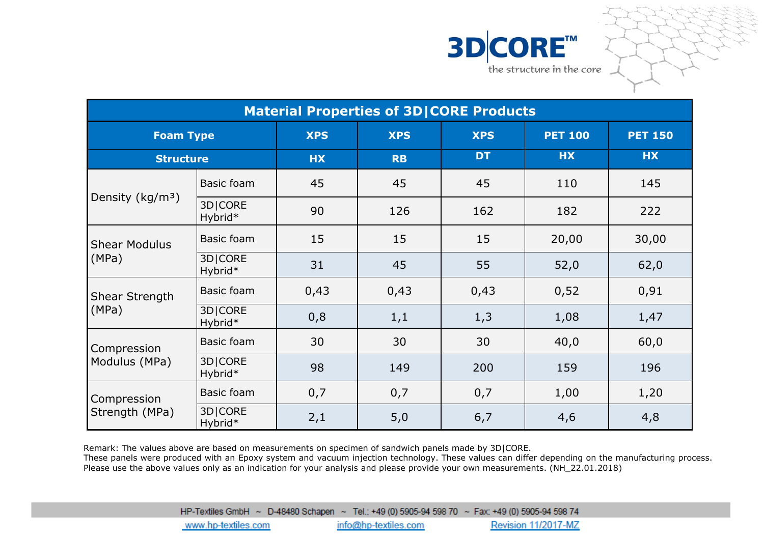3D|CORE™

the structure in the core

## Material Properties of 3D|CORE Products

| Foam Type | | XPS | XPS | XPS | PET 100 | PET 150 |
|---|---|---|---|---|---|---|
| Structure | | HX | RB | DT | HX | HX |
| Density (kg/m³) | Basic foam | 45 | 45 | 45 | 110 | 145 |
| | 3D\|CORE Hybrid* | 90 | 126 | 162 | 182 | 222 |
| Shear Modulus (MPa) | Basic foam | 15 | 15 | 15 | 20,00 | 30,00 |
| | 3D\|CORE Hybrid* | 31 | 45 | 55 | 52,0 | 62,0 |
| Shear Strength (MPa) | Basic foam | 0,43 | 0,43 | 0,43 | 0,52 | 0,91 |
| | 3D\|CORE Hybrid* | 0,8 | 1,1 | 1,3 | 1,08 | 1,47 |
| Compression Modulus (MPa) | Basic foam | 30 | 30 | 30 | 40,0 | 60,0 |
| | 3D\|CORE Hybrid* | 98 | 149 | 200 | 159 | 196 |
| Compression Strength (MPa) | Basic foam | 0,7 | 0,7 | 0,7 | 1,00 | 1,20 |
| | 3D\|CORE Hybrid* | 2,1 | 5,0 | 6,7 | 4,6 | 4,8 |

Remark: The values above are based on measurements on specimen of sandwich panels made by 3D|CORE.
These panels were produced with an Epoxy system and vacuum injection technology. These values can differ depending on the manufacturing process.
Please use the above values only as an indication for your analysis and please provide your own measurements. (NH_22.01.2018)

HP-Textiles GmbH ~ D-48480 Schapen ~ Tel.: +49 (0) 5905-94 598 70 ~ Fax: +49 (0) 5905-94 598 74

www.hp-textiles.com info@hp-textiles.com Revision 11/2017-MZ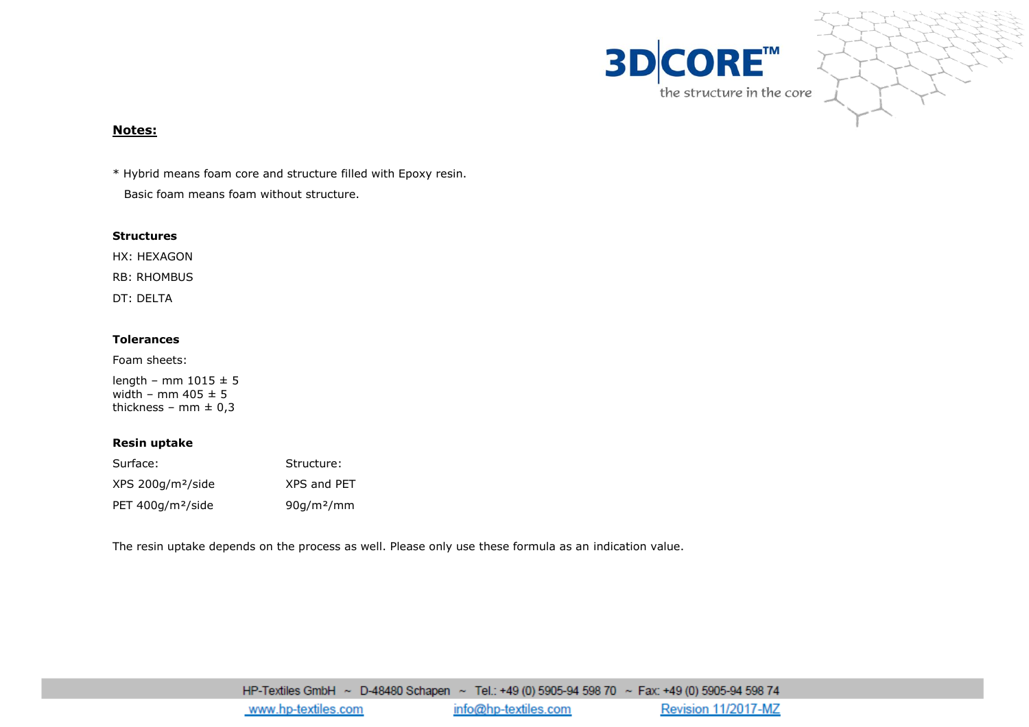## Notes:

* Hybrid means foam core and structure filled with Epoxy resin.
  Basic foam means foam without structure.

**Structures**

HX: HEXAGON

RB: RHOMBUS

DT: DELTA

**Tolerances**

Foam sheets:

length – mm 1015 ± 5
width – mm 405 ± 5
thickness – mm ± 0,3

**Resin uptake**

| | |
|---|---|
| Surface: | Structure: |
| XPS 200g/m²/side | XPS and PET |
| PET 400g/m²/side | 90g/m²/mm |

The resin uptake depends on the process as well. Please only use these formula as an indication value.